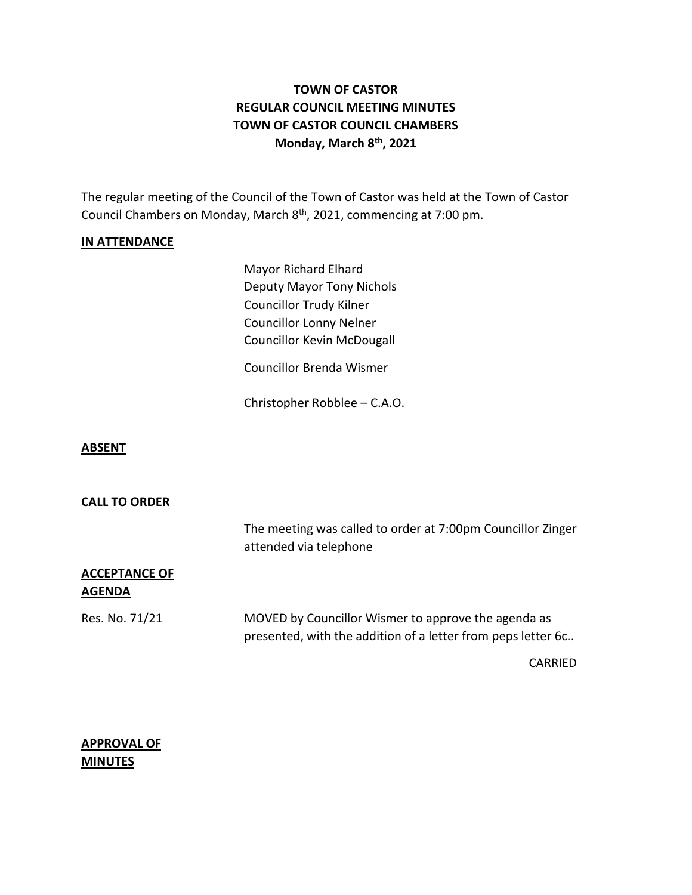# TOWN OF CASTOR
# REGULAR COUNCIL MEETING MINUTES
# TOWN OF CASTOR COUNCIL CHAMBERS
# Monday, March 8th, 2021

The regular meeting of the Council of the Town of Castor was held at the Town of Castor Council Chambers on Monday, March 8th, 2021, commencing at 7:00 pm.

**IN ATTENDANCE**

Mayor Richard Elhard
Deputy Mayor Tony Nichols
Councillor Trudy Kilner
Councillor Lonny Nelner
Councillor Kevin McDougall

Councillor Brenda Wismer

Christopher Robblee – C.A.O.

**ABSENT**

**CALL TO ORDER**

The meeting was called to order at 7:00pm Councillor Zinger attended via telephone

**ACCEPTANCE OF AGENDA**

Res. No. 71/21 MOVED by Councillor Wismer to approve the agenda as presented, with the addition of a letter from peps letter 6c..

CARRIED

**APPROVAL OF MINUTES**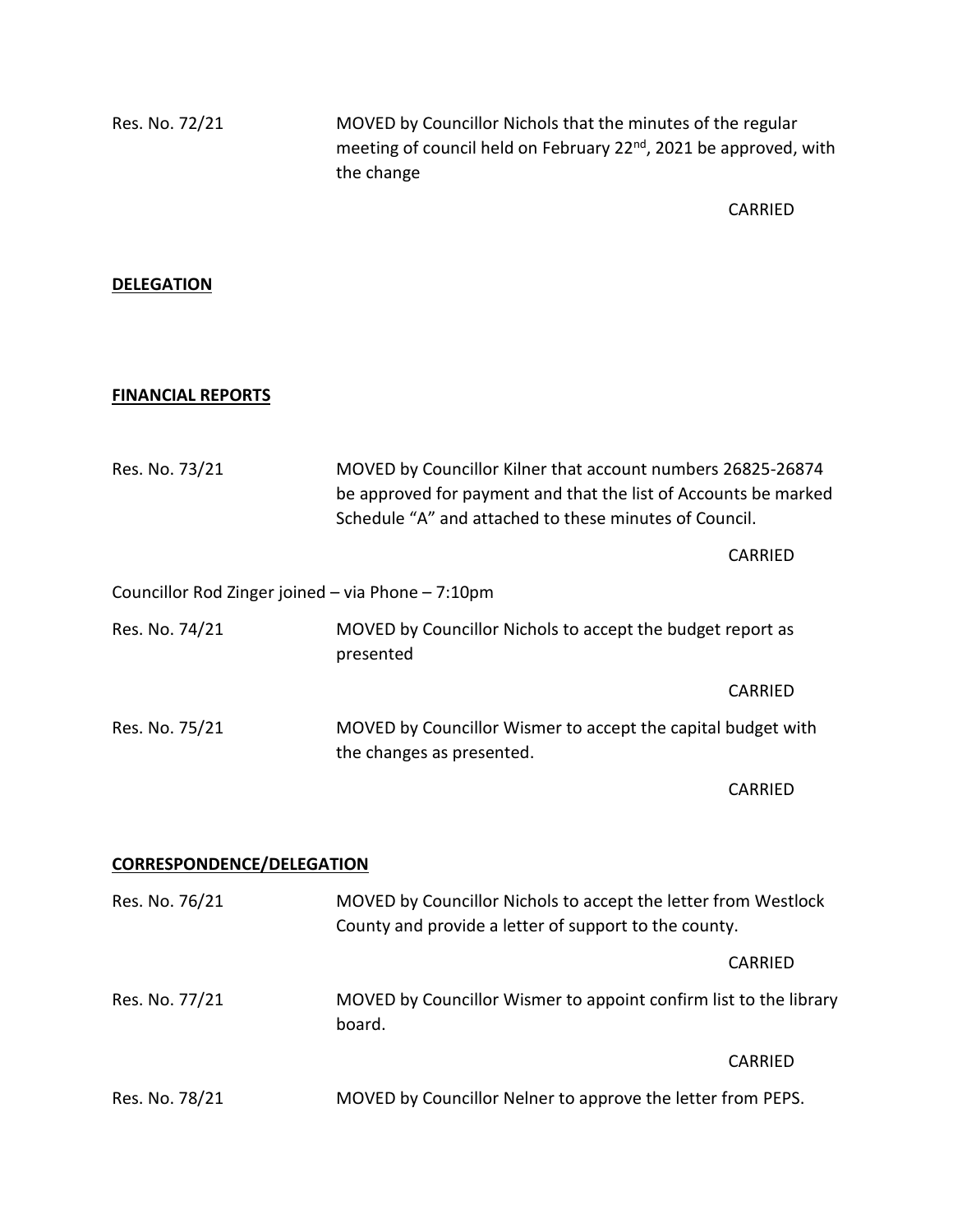Res. No. 72/21 MOVED by Councillor Nichols that the minutes of the regular meeting of council held on February 22nd, 2021 be approved, with the change

CARRIED

**DELEGATION**

**FINANCIAL REPORTS**

Res. No. 73/21 MOVED by Councillor Kilner that account numbers 26825-26874 be approved for payment and that the list of Accounts be marked Schedule "A" and attached to these minutes of Council.

CARRIED

Councillor Rod Zinger joined – via Phone – 7:10pm

Res. No. 74/21 MOVED by Councillor Nichols to accept the budget report as presented

CARRIED

Res. No. 75/21 MOVED by Councillor Wismer to accept the capital budget with the changes as presented.

CARRIED

**CORRESPONDENCE/DELEGATION**

Res. No. 76/21 MOVED by Councillor Nichols to accept the letter from Westlock County and provide a letter of support to the county.

CARRIED

Res. No. 77/21 MOVED by Councillor Wismer to appoint confirm list to the library board.

CARRIED

Res. No. 78/21 MOVED by Councillor Nelner to approve the letter from PEPS.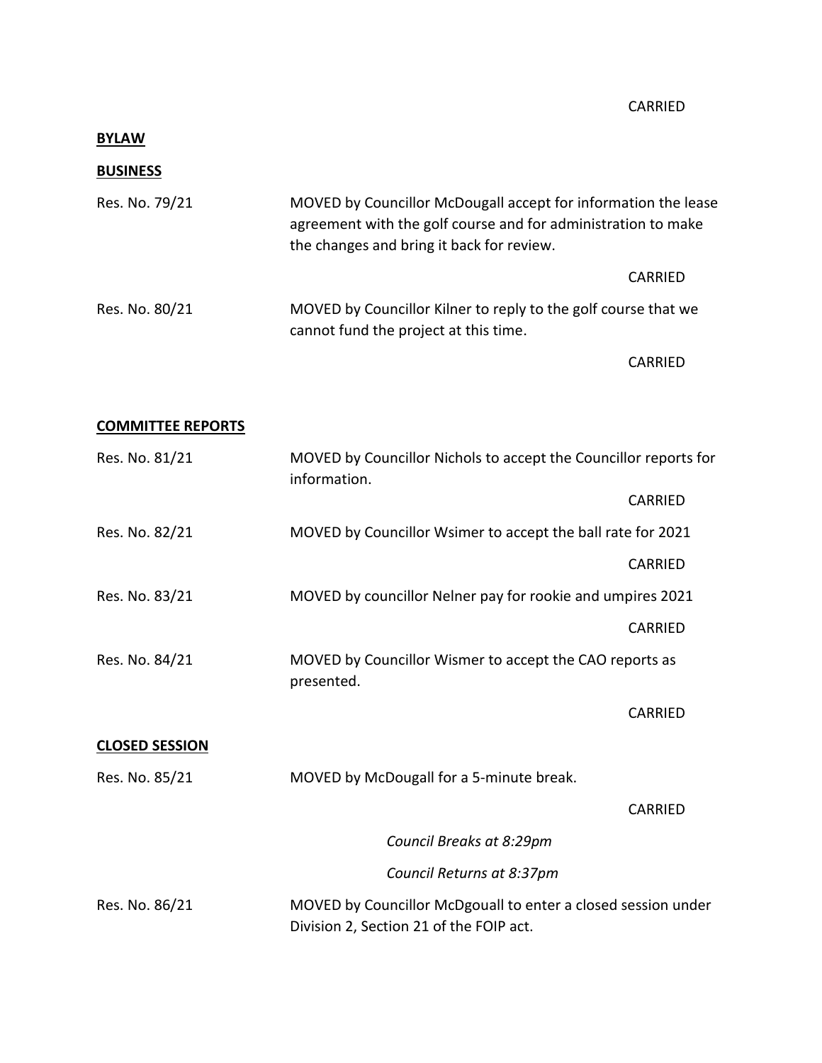CARRIED

**BYLAW**

**BUSINESS**

| | |
|---|---|
| Res. No. 79/21 | MOVED by Councillor McDougall accept for information the lease agreement with the golf course and for administration to make the changes and bring it back for review. |
| | CARRIED |
| Res. No. 80/21 | MOVED by Councillor Kilner to reply to the golf course that we cannot fund the project at this time. |
| | CARRIED |

**COMMITTEE REPORTS**

| | |
|---|---|
| Res. No. 81/21 | MOVED by Councillor Nichols to accept the Councillor reports for information. |
| | CARRIED |
| Res. No. 82/21 | MOVED by Councillor Wsimer to accept the ball rate for 2021 |
| | CARRIED |
| Res. No. 83/21 | MOVED by councillor Nelner pay for rookie and umpires 2021 |
| | CARRIED |
| Res. No. 84/21 | MOVED by Councillor Wismer to accept the CAO reports as presented. |
| | CARRIED |

**CLOSED SESSION**

| | |
|---|---|
| Res. No. 85/21 | MOVED by McDougall for a 5-minute break. |
| | CARRIED |
| | *Council Breaks at 8:29pm* |
| | *Council Returns at 8:37pm* |
| Res. No. 86/21 | MOVED by Councillor McDgouall to enter a closed session under Division 2, Section 21 of the FOIP act. |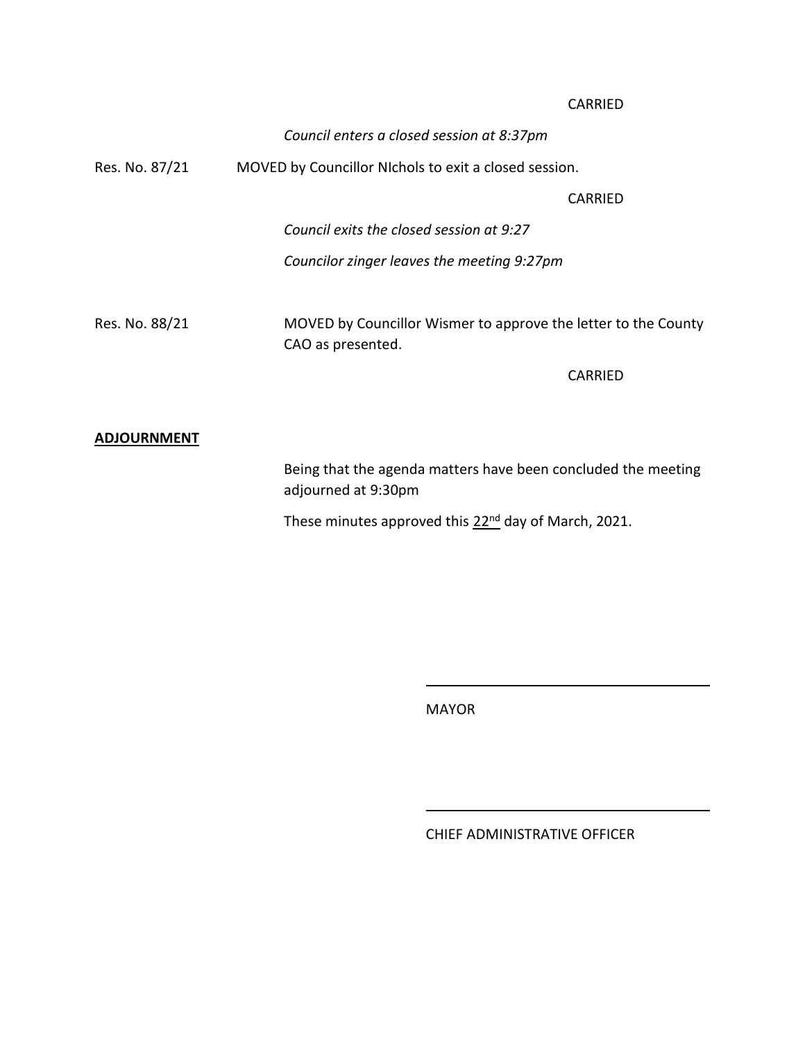CARRIED

*Council enters a closed session at 8:37pm*

Res. No. 87/21 MOVED by Councillor NIchols to exit a closed session.

CARRIED

*Council exits the closed session at 9:27*

*Councilor zinger leaves the meeting 9:27pm*

Res. No. 88/21 MOVED by Councillor Wismer to approve the letter to the County CAO as presented.

CARRIED

**ADJOURNMENT**

Being that the agenda matters have been concluded the meeting adjourned at 9:30pm

These minutes approved this 22nd day of March, 2021.

MAYOR

CHIEF ADMINISTRATIVE OFFICER